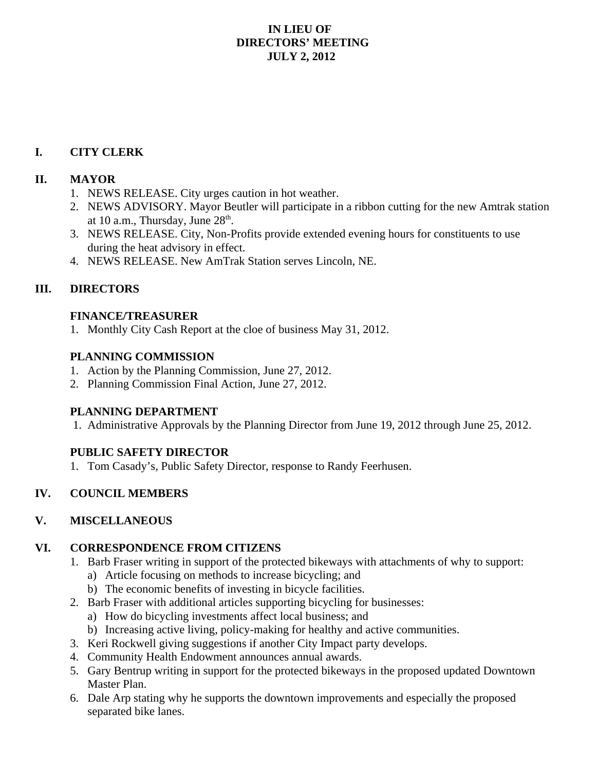# IN LIEU OF
# DIRECTORS' MEETING
# JULY 2, 2012

## I. CITY CLERK

## II. MAYOR

1. NEWS RELEASE. City urges caution in hot weather.
2. NEWS ADVISORY. Mayor Beutler will participate in a ribbon cutting for the new Amtrak station at 10 a.m., Thursday, June 28th.
3. NEWS RELEASE. City, Non-Profits provide extended evening hours for constituents to use during the heat advisory in effect.
4. NEWS RELEASE. New AmTrak Station serves Lincoln, NE.

## III. DIRECTORS

### FINANCE/TREASURER

1. Monthly City Cash Report at the cloe of business May 31, 2012.

### PLANNING COMMISSION

1. Action by the Planning Commission, June 27, 2012.
2. Planning Commission Final Action, June 27, 2012.

### PLANNING DEPARTMENT

1. Administrative Approvals by the Planning Director from June 19, 2012 through June 25, 2012.

### PUBLIC SAFETY DIRECTOR

1. Tom Casady's, Public Safety Director, response to Randy Feerhusen.

## IV. COUNCIL MEMBERS

## V. MISCELLANEOUS

## VI. CORRESPONDENCE FROM CITIZENS

1. Barb Fraser writing in support of the protected bikeways with attachments of why to support:
   a) Article focusing on methods to increase bicycling; and
   b) The economic benefits of investing in bicycle facilities.
2. Barb Fraser with additional articles supporting bicycling for businesses:
   a) How do bicycling investments affect local business; and
   b) Increasing active living, policy-making for healthy and active communities.
3. Keri Rockwell giving suggestions if another City Impact party develops.
4. Community Health Endowment announces annual awards.
5. Gary Bentrup writing in support for the protected bikeways in the proposed updated Downtown Master Plan.
6. Dale Arp stating why he supports the downtown improvements and especially the proposed separated bike lanes.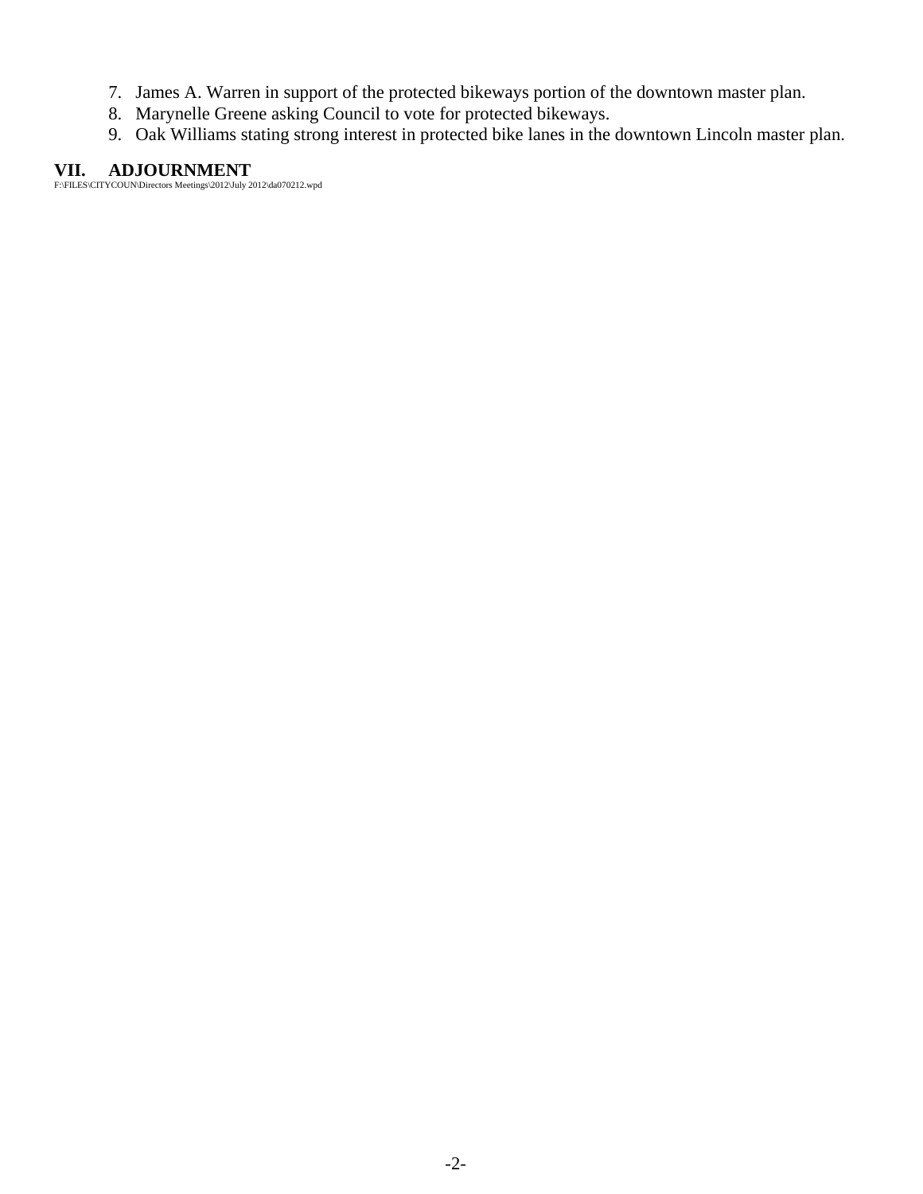7. James A. Warren in support of the protected bikeways portion of the downtown master plan.
8. Marynelle Greene asking Council to vote for protected bikeways.
9. Oak Williams stating strong interest in protected bike lanes in the downtown Lincoln master plan.

## VII. ADJOURNMENT

F:\FILES\CITYCOUN\Directors Meetings\2012\July 2012\da070212.wpd